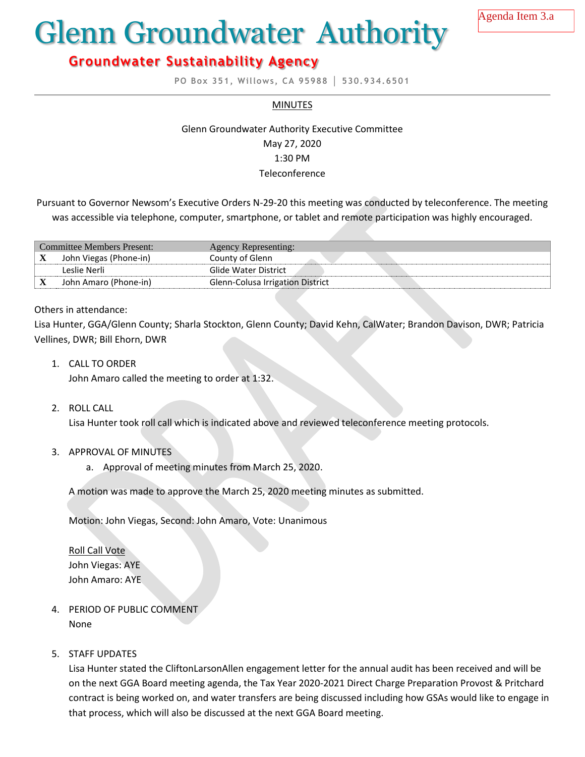Agenda Item 3.a

# Glenn Groundwater Authority

## Groundwater Sustainability Agency

PO Box 351, Willows, CA 95988 | 530.934.6501

MINUTES

Glenn Groundwater Authority Executive Committee
May 27, 2020
1:30 PM
Teleconference

Pursuant to Governor Newsom's Executive Orders N-29-20 this meeting was conducted by teleconference. The meeting was accessible via telephone, computer, smartphone, or tablet and remote participation was highly encouraged.

| | Committee Members Present: | Agency Representing: |
|---|---|---|
| X | John Viegas (Phone-in) | County of Glenn |
| | Leslie Nerli | Glide Water District |
| X | John Amaro (Phone-in) | Glenn-Colusa Irrigation District |

Others in attendance:
Lisa Hunter, GGA/Glenn County; Sharla Stockton, Glenn County; David Kehn, CalWater; Brandon Davison, DWR; Patricia Vellines, DWR; Bill Ehorn, DWR

1. CALL TO ORDER
   John Amaro called the meeting to order at 1:32.

2. ROLL CALL
   Lisa Hunter took roll call which is indicated above and reviewed teleconference meeting protocols.

3. APPROVAL OF MINUTES
   a. Approval of meeting minutes from March 25, 2020.

   A motion was made to approve the March 25, 2020 meeting minutes as submitted.

   Motion: John Viegas, Second: John Amaro, Vote: Unanimous

   Roll Call Vote
   John Viegas: AYE
   John Amaro: AYE

4. PERIOD OF PUBLIC COMMENT
   None

5. STAFF UPDATES
   Lisa Hunter stated the CliftonLarsonAllen engagement letter for the annual audit has been received and will be on the next GGA Board meeting agenda, the Tax Year 2020-2021 Direct Charge Preparation Provost & Pritchard contract is being worked on, and water transfers are being discussed including how GSAs would like to engage in that process, which will also be discussed at the next GGA Board meeting.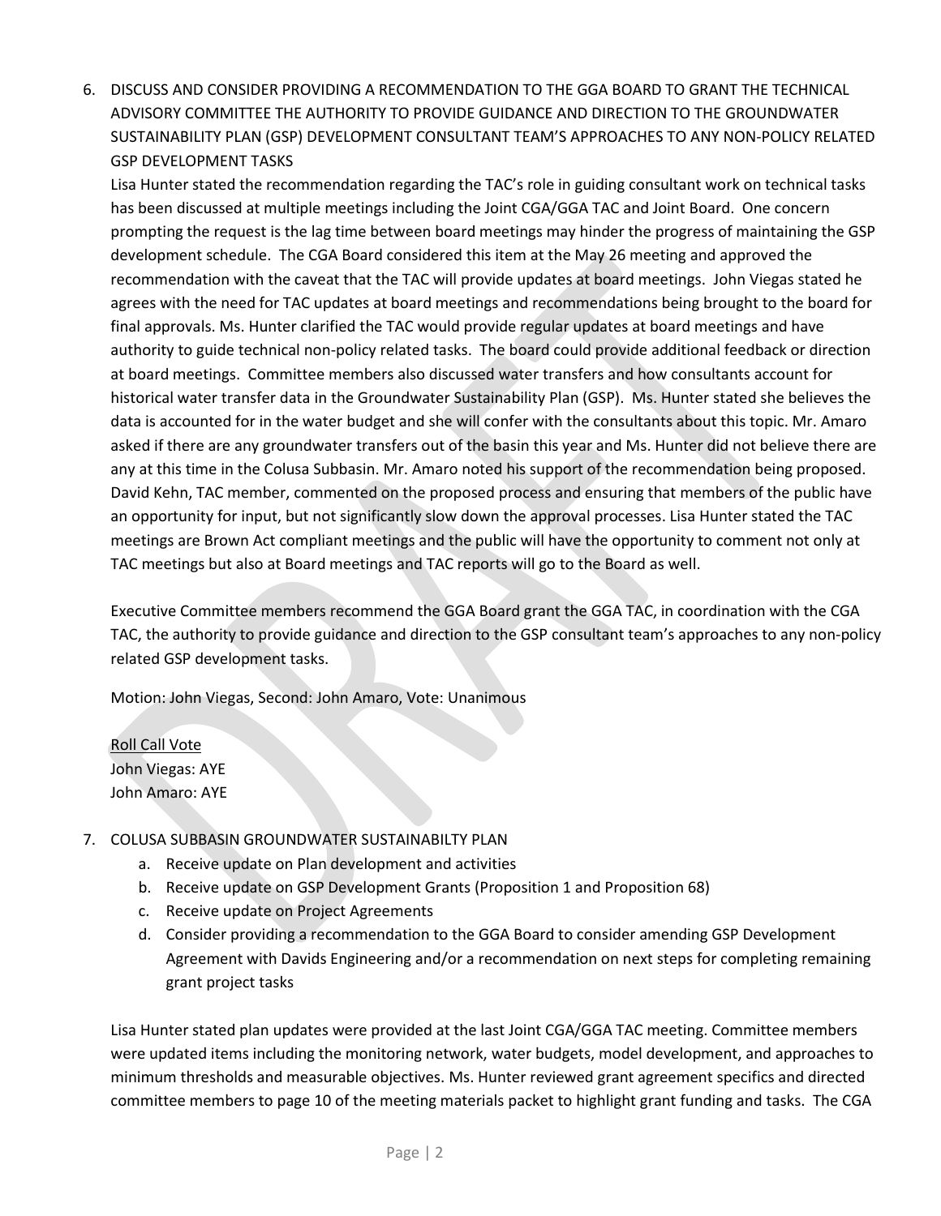6. DISCUSS AND CONSIDER PROVIDING A RECOMMENDATION TO THE GGA BOARD TO GRANT THE TECHNICAL ADVISORY COMMITTEE THE AUTHORITY TO PROVIDE GUIDANCE AND DIRECTION TO THE GROUNDWATER SUSTAINABILITY PLAN (GSP) DEVELOPMENT CONSULTANT TEAM'S APPROACHES TO ANY NON-POLICY RELATED GSP DEVELOPMENT TASKS

   Lisa Hunter stated the recommendation regarding the TAC's role in guiding consultant work on technical tasks has been discussed at multiple meetings including the Joint CGA/GGA TAC and Joint Board. One concern prompting the request is the lag time between board meetings may hinder the progress of maintaining the GSP development schedule. The CGA Board considered this item at the May 26 meeting and approved the recommendation with the caveat that the TAC will provide updates at board meetings. John Viegas stated he agrees with the need for TAC updates at board meetings and recommendations being brought to the board for final approvals. Ms. Hunter clarified the TAC would provide regular updates at board meetings and have authority to guide technical non-policy related tasks. The board could provide additional feedback or direction at board meetings. Committee members also discussed water transfers and how consultants account for historical water transfer data in the Groundwater Sustainability Plan (GSP). Ms. Hunter stated she believes the data is accounted for in the water budget and she will confer with the consultants about this topic. Mr. Amaro asked if there are any groundwater transfers out of the basin this year and Ms. Hunter did not believe there are any at this time in the Colusa Subbasin. Mr. Amaro noted his support of the recommendation being proposed. David Kehn, TAC member, commented on the proposed process and ensuring that members of the public have an opportunity for input, but not significantly slow down the approval processes. Lisa Hunter stated the TAC meetings are Brown Act compliant meetings and the public will have the opportunity to comment not only at TAC meetings but also at Board meetings and TAC reports will go to the Board as well.

   Executive Committee members recommend the GGA Board grant the GGA TAC, in coordination with the CGA TAC, the authority to provide guidance and direction to the GSP consultant team's approaches to any non-policy related GSP development tasks.

   Motion: John Viegas, Second: John Amaro, Vote: Unanimous

   Roll Call Vote
   John Viegas: AYE
   John Amaro: AYE

7. COLUSA SUBBASIN GROUNDWATER SUSTAINABILTY PLAN
   a. Receive update on Plan development and activities
   b. Receive update on GSP Development Grants (Proposition 1 and Proposition 68)
   c. Receive update on Project Agreements
   d. Consider providing a recommendation to the GGA Board to consider amending GSP Development Agreement with Davids Engineering and/or a recommendation on next steps for completing remaining grant project tasks

   Lisa Hunter stated plan updates were provided at the last Joint CGA/GGA TAC meeting. Committee members were updated items including the monitoring network, water budgets, model development, and approaches to minimum thresholds and measurable objectives. Ms. Hunter reviewed grant agreement specifics and directed committee members to page 10 of the meeting materials packet to highlight grant funding and tasks. The CGA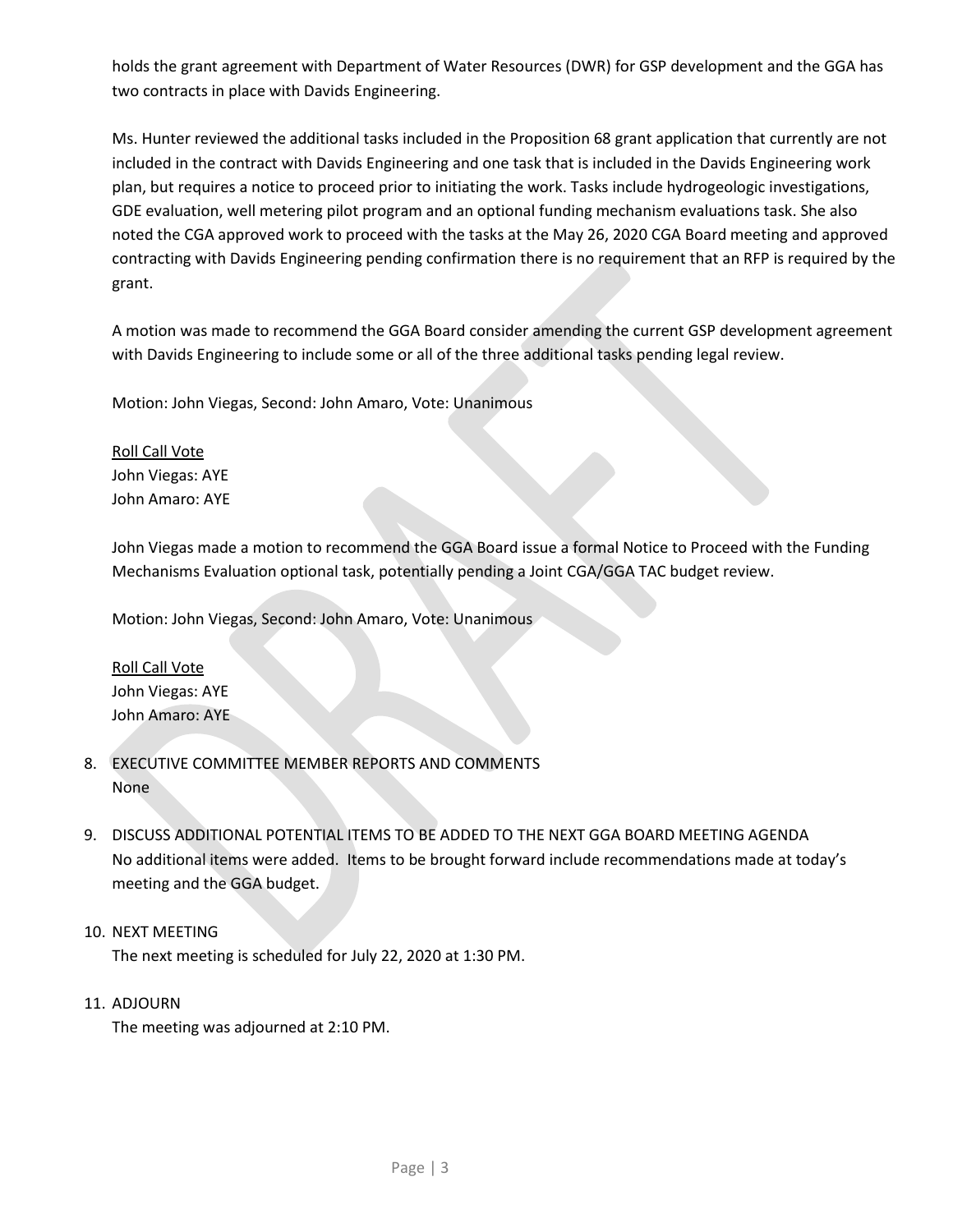holds the grant agreement with Department of Water Resources (DWR) for GSP development and the GGA has two contracts in place with Davids Engineering.

Ms. Hunter reviewed the additional tasks included in the Proposition 68 grant application that currently are not included in the contract with Davids Engineering and one task that is included in the Davids Engineering work plan, but requires a notice to proceed prior to initiating the work. Tasks include hydrogeologic investigations, GDE evaluation, well metering pilot program and an optional funding mechanism evaluations task. She also noted the CGA approved work to proceed with the tasks at the May 26, 2020 CGA Board meeting and approved contracting with Davids Engineering pending confirmation there is no requirement that an RFP is required by the grant.

A motion was made to recommend the GGA Board consider amending the current GSP development agreement with Davids Engineering to include some or all of the three additional tasks pending legal review.

Motion: John Viegas, Second: John Amaro, Vote: Unanimous

Roll Call Vote
John Viegas: AYE
John Amaro: AYE

John Viegas made a motion to recommend the GGA Board issue a formal Notice to Proceed with the Funding Mechanisms Evaluation optional task, potentially pending a Joint CGA/GGA TAC budget review.

Motion: John Viegas, Second: John Amaro, Vote: Unanimous

Roll Call Vote
John Viegas: AYE
John Amaro: AYE

8. EXECUTIVE COMMITTEE MEMBER REPORTS AND COMMENTS
   None

9. DISCUSS ADDITIONAL POTENTIAL ITEMS TO BE ADDED TO THE NEXT GGA BOARD MEETING AGENDA
   No additional items were added. Items to be brought forward include recommendations made at today's meeting and the GGA budget.

10. NEXT MEETING
    The next meeting is scheduled for July 22, 2020 at 1:30 PM.

11. ADJOURN
    The meeting was adjourned at 2:10 PM.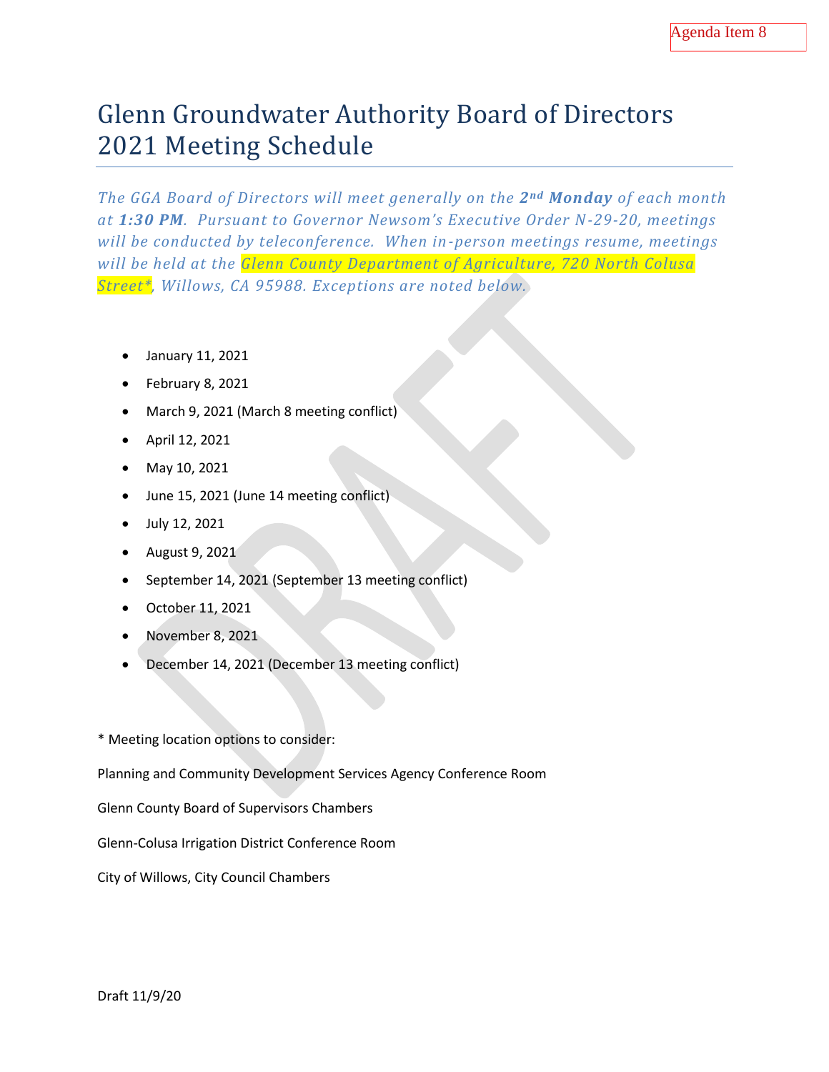Agenda Item 8

# Glenn Groundwater Authority Board of Directors 2021 Meeting Schedule

*The GGA Board of Directors will meet generally on the **2nd Monday** of each month at **1:30 PM**. Pursuant to Governor Newsom's Executive Order N-29-20, meetings will be conducted by teleconference. When in-person meetings resume, meetings will be held at the Glenn County Department of Agriculture, 720 North Colusa Street\*, Willows, CA 95988. Exceptions are noted below.*

- January 11, 2021
- February 8, 2021
- March 9, 2021 (March 8 meeting conflict)
- April 12, 2021
- May 10, 2021
- June 15, 2021 (June 14 meeting conflict)
- July 12, 2021
- August 9, 2021
- September 14, 2021 (September 13 meeting conflict)
- October 11, 2021
- November 8, 2021
- December 14, 2021 (December 13 meeting conflict)

\* Meeting location options to consider:

Planning and Community Development Services Agency Conference Room

Glenn County Board of Supervisors Chambers

Glenn-Colusa Irrigation District Conference Room

City of Willows, City Council Chambers

Draft 11/9/20